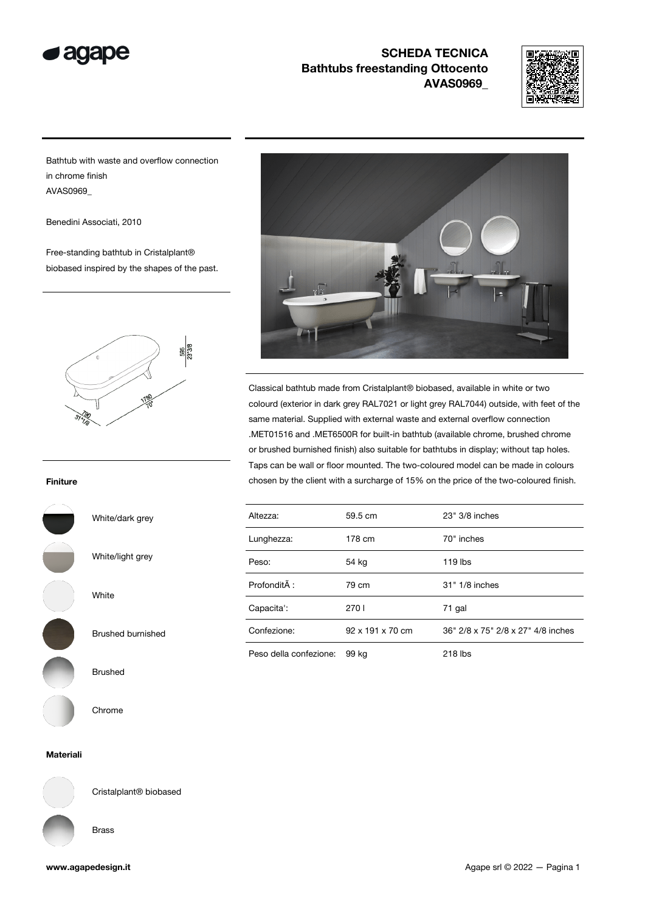# SCHEDA TECNICA
## Bathtubs freestanding Ottocento
## AVAS0969_

Bathtub with waste and overflow connection in chrome finish
AVAS0969_

Benedini Associati, 2010

Free-standing bathtub in Cristalplant® biobased inspired by the shapes of the past.

Classical bathtub made from Cristalplant® biobased, available in white or two colourd (exterior in dark grey RAL7021 or light grey RAL7044) outside, with feet of the same material. Supplied with external waste and external overflow connection .MET01516 and .MET6500R for built-in bathtub (available chrome, brushed chrome or brushed burnished finish) also suitable for bathtubs in display; without tap holes. Taps can be wall or floor mounted. The two-coloured model can be made in colours chosen by the client with a surcharge of 15% on the price of the two-coloured finish.

| | | |
|---|---|---|
| Altezza: | 59.5 cm | 23" 3/8 inches |
| Lunghezza: | 178 cm | 70" inches |
| Peso: | 54 kg | 119 lbs |
| ProfonditÃ : | 79 cm | 31" 1/8 inches |
| Capacita': | 270 l | 71 gal |
| Confezione: | 92 x 191 x 70 cm | 36" 2/8 x 75" 2/8 x 27" 4/8 inches |
| Peso della confezione: | 99 kg | 218 lbs |

### Finiture

- White/dark grey
- White/light grey
- White
- Brushed burnished
- Brushed
- Chrome

### Materiali

- Cristalplant® biobased
- Brass

www.agapedesign.it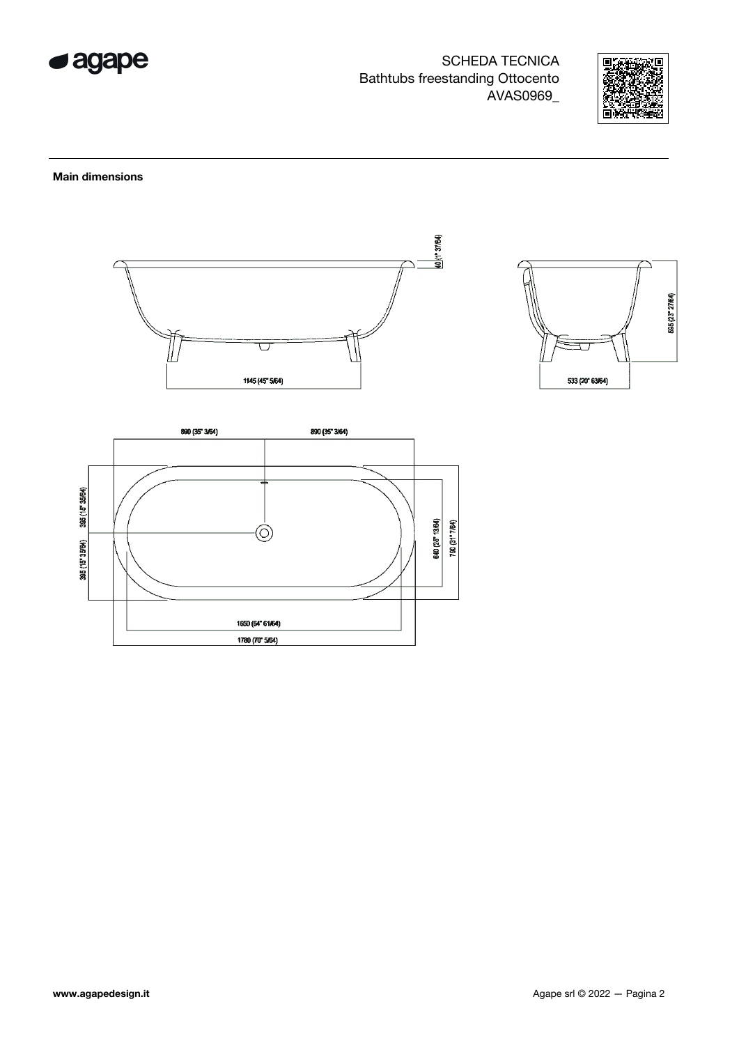SCHEDA TECNICA
Bathtubs freestanding Ottocento
AVAS0969_

## Main dimensions

40 (1" 37/64)

595 (23" 27/64)

1145 (45" 5/64)

533 (20" 63/64)

890 (35" 3/64)

890 (35" 3/64)

395 (15" 35/64)

395 (15" 35/64)

640 (25" 13/64)

790 (31" 7/64)

1650 (64" 61/64)

1780 (70" 5/64)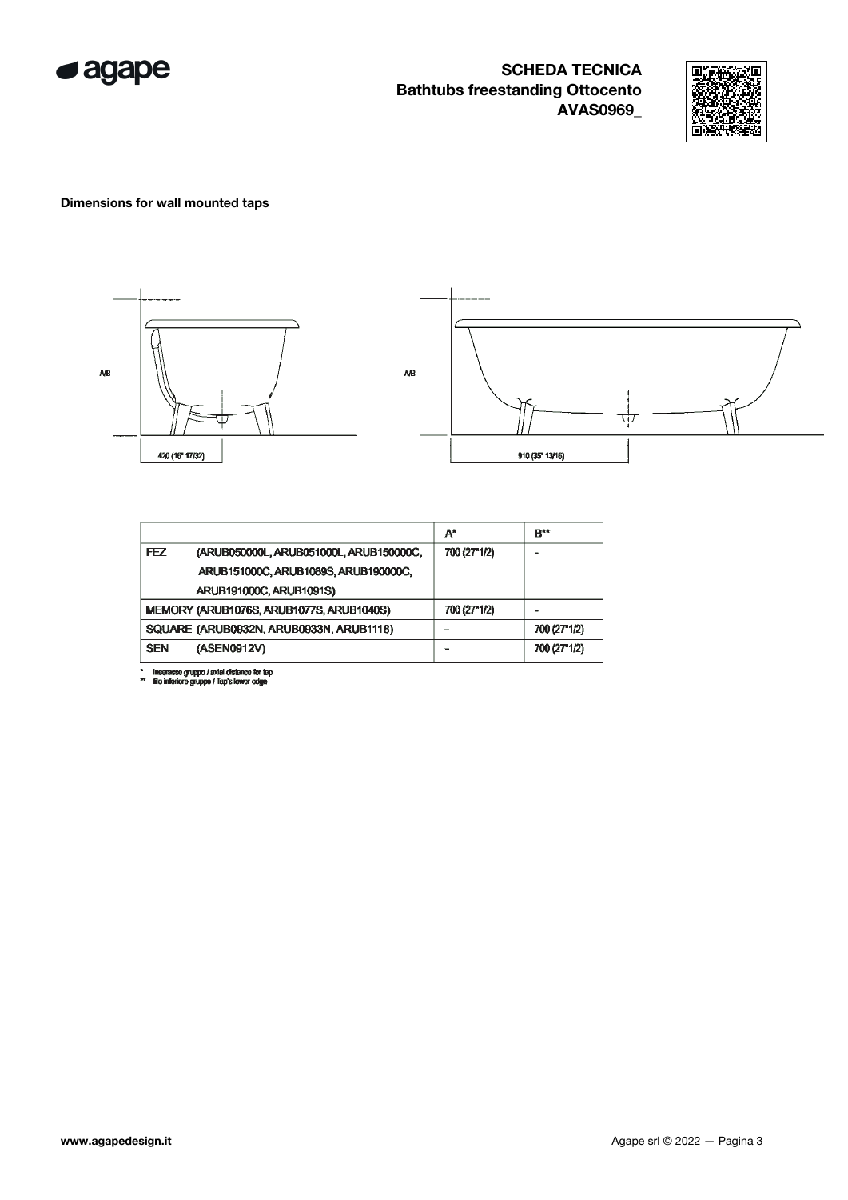**SCHEDA TECNICA**
**Bathtubs freestanding Ottocento**
**AVAS0969_**

**Dimensions for wall mounted taps**

A/B

420 (16" 17/32)

A/B

910 (35" 13/16)

| | A* | B** |
|---|---|---|
| FEZ (ARUB050000L, ARUB051000L, ARUB150000C, ARUB151000C, ARUB1089S, ARUB190000C, ARUB191000C, ARUB1091S) | 700 (27"1/2) | - |
| MEMORY (ARUB1076S, ARUB1077S, ARUB1040S) | 700 (27"1/2) | - |
| SQUARE (ARUB0932N, ARUB0933N, ARUB1118) | - | 700 (27"1/2) |
| SEN (ASEN0912V) | - | 700 (27"1/2) |

\* interasse gruppo / axial distance for tap
\** filo inferiore gruppo / Tap's lower edge

www.agapedesign.it

Agape srl © 2022 — Pagina 3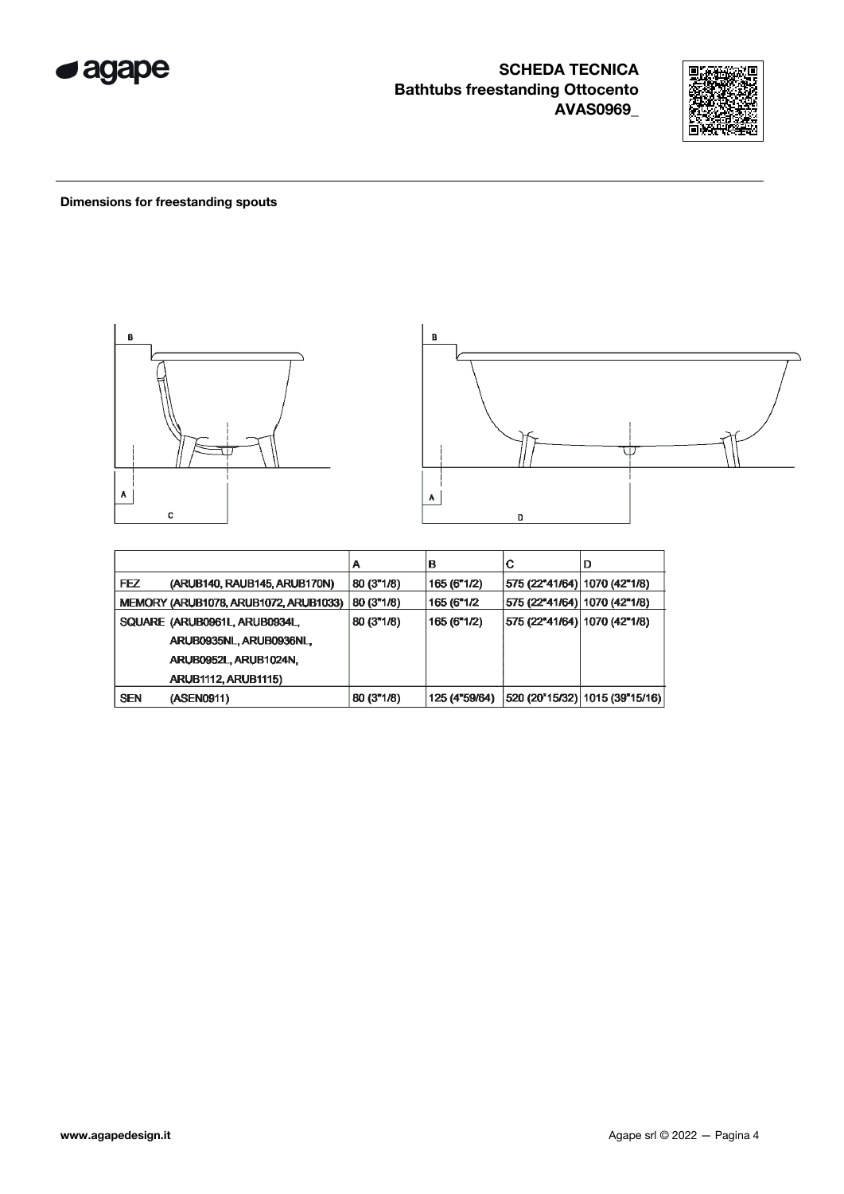## Dimensions for freestanding spouts

| | A | B | C | D |
|---|---|---|---|---|
| FEZ (ARUB140, RAUB145, ARUB170N) | 80 (3"1/8) | 165 (6"1/2) | 575 (22"41/64) | 1070 (42"1/8) |
| MEMORY (ARUB1078, ARUB1072, ARUB1033) | 80 (3"1/8) | 165 (6"1/2 | 575 (22"41/64) | 1070 (42"1/8) |
| SQUARE (ARUB0961L, ARUB0934L, ARUB0935NL, ARUB0936NL, ARUB0952L, ARUB1024N, ARUB1112, ARUB1115) | 80 (3"1/8) | 165 (6"1/2) | 575 (22"41/64) | 1070 (42"1/8) |
| SEN (ASEN0911) | 80 (3"1/8) | 125 (4"59/64) | 520 (20"15/32) | 1015 (39"15/16) |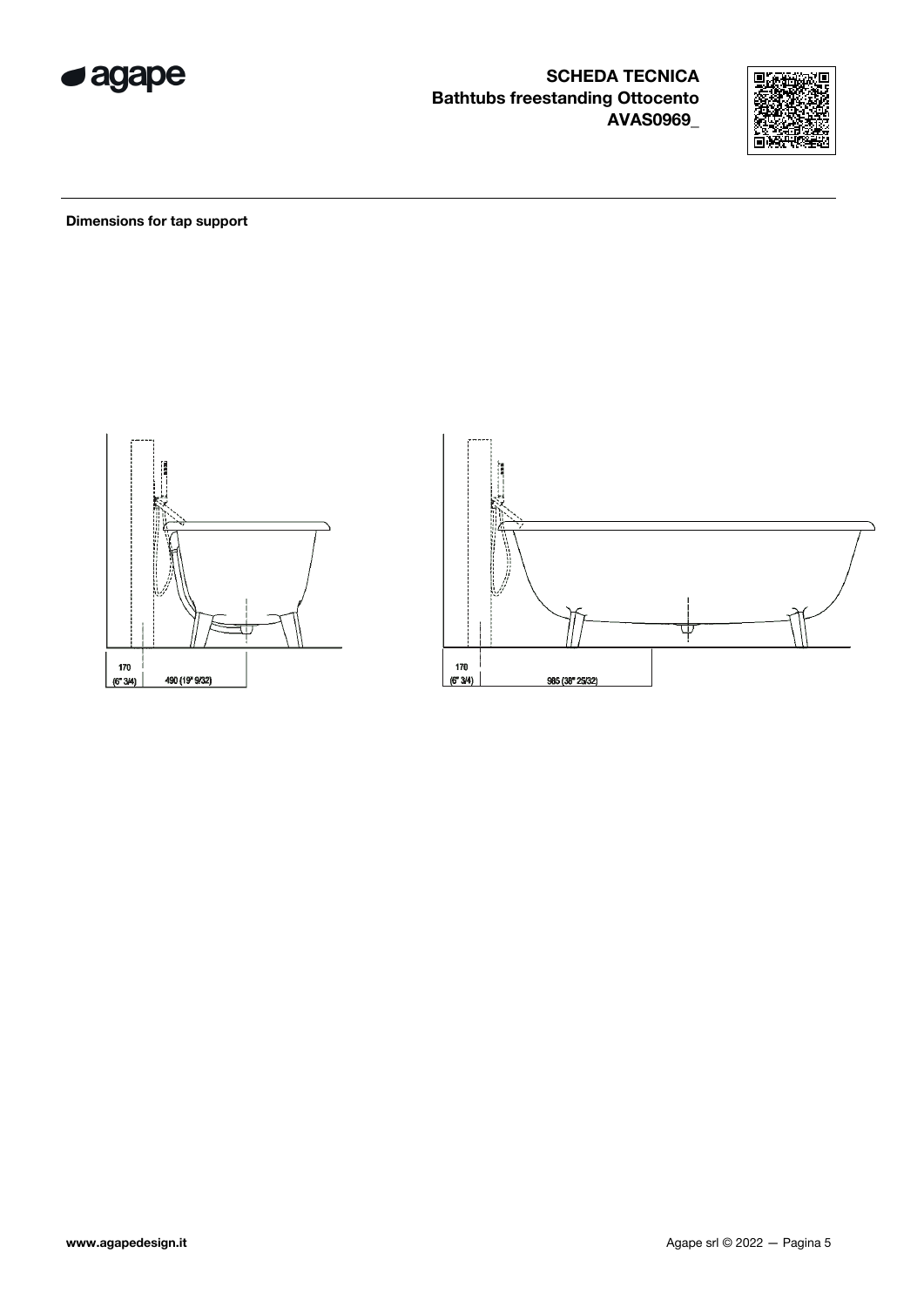# SCHEDA TECNICA
## Bathtubs freestanding Ottocento
## AVAS0969_

**Dimensions for tap support**

170 (6" 3/4) — 490 (19" 9/32)

170 (6" 3/4) — 985 (38" 25/32)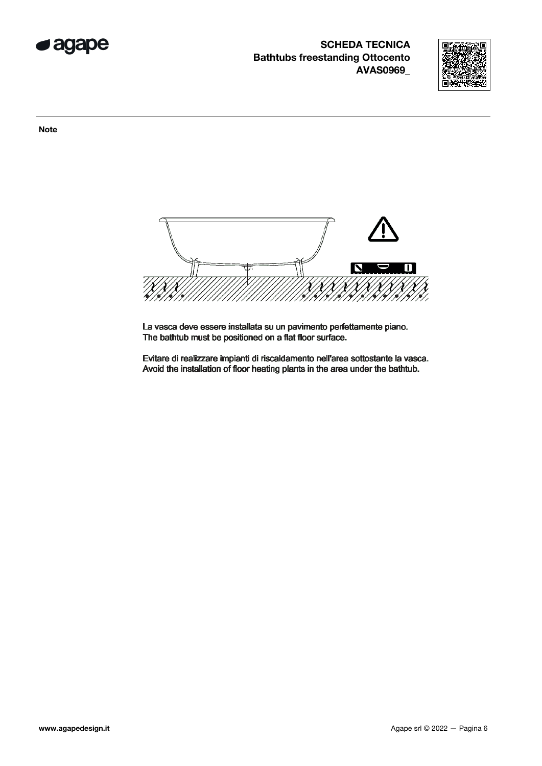**Note**

La vasca deve essere installata su un pavimento perfettamente piano.
The bathtub must be positioned on a flat floor surface.

Evitare di realizzare impianti di riscaldamento nell'area sottostante la vasca.
Avoid the installation of floor heating plants in the area under the bathtub.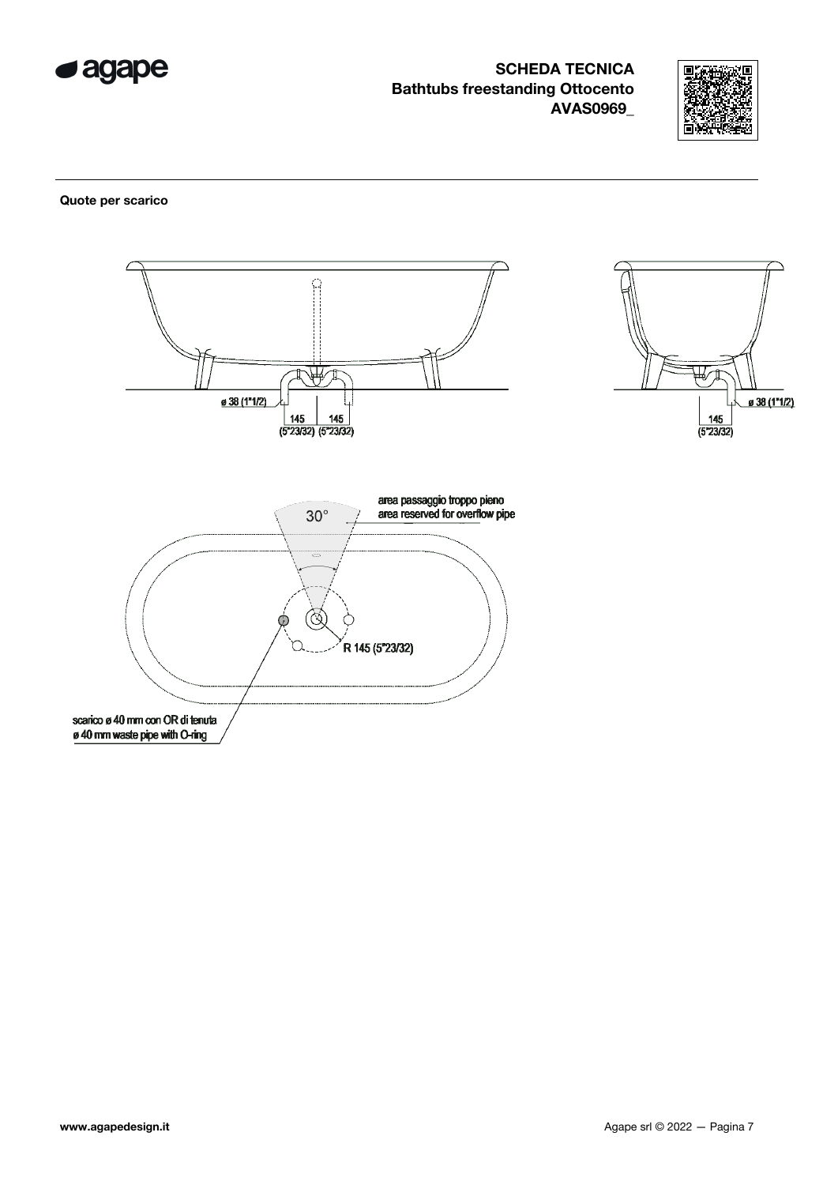**SCHEDA TECNICA**
**Bathtubs freestanding Ottocento**
**AVAS0969_**

**Quote per scarico**

ø 38 (1"1/2)

145 (5"23/32)

145 (5"23/32)

ø 38 (1"1/2)

145 (5"23/32)

30°

area passaggio troppo pieno
area reserved for overflow pipe

R 145 (5"23/32)

scarico ø 40 mm con OR di tenuta
ø 40 mm waste pipe with O-ring

www.agapedesign.it

Agape srl © 2022